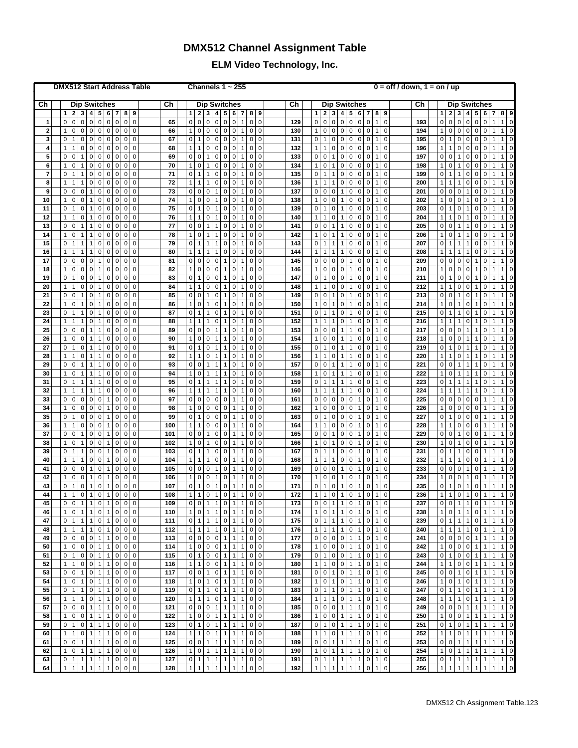# DMX512 Channel Assignment Table

## ELM Video Technology, Inc.

**DMX512 Start Address Table** — **Channels 1 ~ 255** — **0 = off / down, 1 = on / up**

| Ch | Dip Switches | | | | | | | | | Ch | Dip Switches | | | | | | | | | Ch | Dip Switches | | | | | | | | | Ch | Dip Switches | | | | | | | | |
|---|---|---|---|---|---|---|---|---|---|---|---|---|---|---|---|---|---|---|---|---|---|---|---|---|---|---|---|---|---|---|---|---|---|---|---|---|---|---|---|
| | 1 | 2 | 3 | 4 | 5 | 6 | 7 | 8 | 9 | | 1 | 2 | 3 | 4 | 5 | 6 | 7 | 8 | 9 | | 1 | 2 | 3 | 4 | 5 | 6 | 7 | 8 | 9 | | 1 | 2 | 3 | 4 | 5 | 6 | 7 | 8 | 9 |
| 1 | 0 | 0 | 0 | 0 | 0 | 0 | 0 | 0 | 0 | 65 | 0 | 0 | 0 | 0 | 0 | 0 | 1 | 0 | 0 | 129 | 0 | 0 | 0 | 0 | 0 | 0 | 0 | 1 | 0 | 193 | 0 | 0 | 0 | 0 | 0 | 0 | 1 | 1 | 0 |
| 2 | 1 | 0 | 0 | 0 | 0 | 0 | 0 | 0 | 0 | 66 | 1 | 0 | 0 | 0 | 0 | 0 | 1 | 0 | 0 | 130 | 1 | 0 | 0 | 0 | 0 | 0 | 0 | 1 | 0 | 194 | 1 | 0 | 0 | 0 | 0 | 0 | 1 | 1 | 0 |
| 3 | 0 | 1 | 0 | 0 | 0 | 0 | 0 | 0 | 0 | 67 | 0 | 1 | 0 | 0 | 0 | 0 | 1 | 0 | 0 | 131 | 0 | 1 | 0 | 0 | 0 | 0 | 0 | 1 | 0 | 195 | 0 | 1 | 0 | 0 | 0 | 0 | 1 | 1 | 0 |
| 4 | 1 | 1 | 0 | 0 | 0 | 0 | 0 | 0 | 0 | 68 | 1 | 1 | 0 | 0 | 0 | 0 | 1 | 0 | 0 | 132 | 1 | 1 | 0 | 0 | 0 | 0 | 0 | 1 | 0 | 196 | 1 | 1 | 0 | 0 | 0 | 0 | 1 | 1 | 0 |
| 5 | 0 | 0 | 1 | 0 | 0 | 0 | 0 | 0 | 0 | 69 | 0 | 0 | 1 | 0 | 0 | 0 | 1 | 0 | 0 | 133 | 0 | 0 | 1 | 0 | 0 | 0 | 0 | 1 | 0 | 197 | 0 | 0 | 1 | 0 | 0 | 0 | 1 | 1 | 0 |
| 6 | 1 | 0 | 1 | 0 | 0 | 0 | 0 | 0 | 0 | 70 | 1 | 0 | 1 | 0 | 0 | 0 | 1 | 0 | 0 | 134 | 1 | 0 | 1 | 0 | 0 | 0 | 0 | 1 | 0 | 198 | 1 | 0 | 1 | 0 | 0 | 0 | 1 | 1 | 0 |
| 7 | 0 | 1 | 1 | 0 | 0 | 0 | 0 | 0 | 0 | 71 | 0 | 1 | 1 | 0 | 0 | 0 | 1 | 0 | 0 | 135 | 0 | 1 | 1 | 0 | 0 | 0 | 0 | 1 | 0 | 199 | 0 | 1 | 1 | 0 | 0 | 0 | 1 | 1 | 0 |
| 8 | 1 | 1 | 1 | 0 | 0 | 0 | 0 | 0 | 0 | 72 | 1 | 1 | 1 | 0 | 0 | 0 | 1 | 0 | 0 | 136 | 1 | 1 | 1 | 0 | 0 | 0 | 0 | 1 | 0 | 200 | 1 | 1 | 1 | 0 | 0 | 0 | 1 | 1 | 0 |
| 9 | 0 | 0 | 0 | 1 | 0 | 0 | 0 | 0 | 0 | 73 | 0 | 0 | 0 | 1 | 0 | 0 | 1 | 0 | 0 | 137 | 0 | 0 | 0 | 1 | 0 | 0 | 0 | 1 | 0 | 201 | 0 | 0 | 0 | 1 | 0 | 0 | 1 | 1 | 0 |
| 10 | 1 | 0 | 0 | 1 | 0 | 0 | 0 | 0 | 0 | 74 | 1 | 0 | 0 | 1 | 0 | 0 | 1 | 0 | 0 | 138 | 1 | 0 | 0 | 1 | 0 | 0 | 0 | 1 | 0 | 202 | 1 | 0 | 0 | 1 | 0 | 0 | 1 | 1 | 0 |
| 11 | 0 | 1 | 0 | 1 | 0 | 0 | 0 | 0 | 0 | 75 | 0 | 1 | 0 | 1 | 0 | 0 | 1 | 0 | 0 | 139 | 0 | 1 | 0 | 1 | 0 | 0 | 0 | 1 | 0 | 203 | 0 | 1 | 0 | 1 | 0 | 0 | 1 | 1 | 0 |
| 12 | 1 | 1 | 0 | 1 | 0 | 0 | 0 | 0 | 0 | 76 | 1 | 1 | 0 | 1 | 0 | 0 | 1 | 0 | 0 | 140 | 1 | 1 | 0 | 1 | 0 | 0 | 0 | 1 | 0 | 204 | 1 | 1 | 0 | 1 | 0 | 0 | 1 | 1 | 0 |
| 13 | 0 | 0 | 1 | 1 | 0 | 0 | 0 | 0 | 0 | 77 | 0 | 0 | 1 | 1 | 0 | 0 | 1 | 0 | 0 | 141 | 0 | 0 | 1 | 1 | 0 | 0 | 0 | 1 | 0 | 205 | 0 | 0 | 1 | 1 | 0 | 0 | 1 | 1 | 0 |
| 14 | 1 | 0 | 1 | 1 | 0 | 0 | 0 | 0 | 0 | 78 | 1 | 0 | 1 | 1 | 0 | 0 | 1 | 0 | 0 | 142 | 1 | 0 | 1 | 1 | 0 | 0 | 0 | 1 | 0 | 206 | 1 | 0 | 1 | 1 | 0 | 0 | 1 | 1 | 0 |
| 15 | 0 | 1 | 1 | 1 | 0 | 0 | 0 | 0 | 0 | 79 | 0 | 1 | 1 | 1 | 0 | 0 | 1 | 0 | 0 | 143 | 0 | 1 | 1 | 1 | 0 | 0 | 0 | 1 | 0 | 207 | 0 | 1 | 1 | 1 | 0 | 0 | 1 | 1 | 0 |
| 16 | 1 | 1 | 1 | 1 | 0 | 0 | 0 | 0 | 0 | 80 | 1 | 1 | 1 | 1 | 0 | 0 | 1 | 0 | 0 | 144 | 1 | 1 | 1 | 1 | 0 | 0 | 0 | 1 | 0 | 208 | 1 | 1 | 1 | 1 | 0 | 0 | 1 | 1 | 0 |
| 17 | 0 | 0 | 0 | 0 | 1 | 0 | 0 | 0 | 0 | 81 | 0 | 0 | 0 | 0 | 1 | 0 | 1 | 0 | 0 | 145 | 0 | 0 | 0 | 0 | 1 | 0 | 0 | 1 | 0 | 209 | 0 | 0 | 0 | 0 | 1 | 0 | 1 | 1 | 0 |
| 18 | 1 | 0 | 0 | 0 | 1 | 0 | 0 | 0 | 0 | 82 | 1 | 0 | 0 | 0 | 1 | 0 | 1 | 0 | 0 | 146 | 1 | 0 | 0 | 0 | 1 | 0 | 0 | 1 | 0 | 210 | 1 | 0 | 0 | 0 | 1 | 0 | 1 | 1 | 0 |
| 19 | 0 | 1 | 0 | 0 | 1 | 0 | 0 | 0 | 0 | 83 | 0 | 1 | 0 | 0 | 1 | 0 | 1 | 0 | 0 | 147 | 0 | 1 | 0 | 0 | 1 | 0 | 0 | 1 | 0 | 211 | 0 | 1 | 0 | 0 | 1 | 0 | 1 | 1 | 0 |
| 20 | 1 | 1 | 0 | 0 | 1 | 0 | 0 | 0 | 0 | 84 | 1 | 1 | 0 | 0 | 1 | 0 | 1 | 0 | 0 | 148 | 1 | 1 | 0 | 0 | 1 | 0 | 0 | 1 | 0 | 212 | 1 | 1 | 0 | 0 | 1 | 0 | 1 | 1 | 0 |
| 21 | 0 | 0 | 1 | 0 | 1 | 0 | 0 | 0 | 0 | 85 | 0 | 0 | 1 | 0 | 1 | 0 | 1 | 0 | 0 | 149 | 0 | 0 | 1 | 0 | 1 | 0 | 0 | 1 | 0 | 213 | 0 | 0 | 1 | 0 | 1 | 0 | 1 | 1 | 0 |
| 22 | 1 | 0 | 1 | 0 | 1 | 0 | 0 | 0 | 0 | 86 | 1 | 0 | 1 | 0 | 1 | 0 | 1 | 0 | 0 | 150 | 1 | 0 | 1 | 0 | 1 | 0 | 0 | 1 | 0 | 214 | 1 | 0 | 1 | 0 | 1 | 0 | 1 | 1 | 0 |
| 23 | 0 | 1 | 1 | 0 | 1 | 0 | 0 | 0 | 0 | 87 | 0 | 1 | 1 | 0 | 1 | 0 | 1 | 0 | 0 | 151 | 0 | 1 | 1 | 0 | 1 | 0 | 0 | 1 | 0 | 215 | 0 | 1 | 1 | 0 | 1 | 0 | 1 | 1 | 0 |
| 24 | 1 | 1 | 1 | 0 | 1 | 0 | 0 | 0 | 0 | 88 | 1 | 1 | 1 | 0 | 1 | 0 | 1 | 0 | 0 | 152 | 1 | 1 | 1 | 0 | 1 | 0 | 0 | 1 | 0 | 216 | 1 | 1 | 1 | 0 | 1 | 0 | 1 | 1 | 0 |
| 25 | 0 | 0 | 0 | 1 | 1 | 0 | 0 | 0 | 0 | 89 | 0 | 0 | 0 | 1 | 1 | 0 | 1 | 0 | 0 | 153 | 0 | 0 | 0 | 1 | 1 | 0 | 0 | 1 | 0 | 217 | 0 | 0 | 0 | 1 | 1 | 0 | 1 | 1 | 0 |
| 26 | 1 | 0 | 0 | 1 | 1 | 0 | 0 | 0 | 0 | 90 | 1 | 0 | 0 | 1 | 1 | 0 | 1 | 0 | 0 | 154 | 1 | 0 | 0 | 1 | 1 | 0 | 0 | 1 | 0 | 218 | 1 | 0 | 0 | 1 | 1 | 0 | 1 | 1 | 0 |
| 27 | 0 | 1 | 0 | 1 | 1 | 0 | 0 | 0 | 0 | 91 | 0 | 1 | 0 | 1 | 1 | 0 | 1 | 0 | 0 | 155 | 0 | 1 | 0 | 1 | 1 | 0 | 0 | 1 | 0 | 219 | 0 | 1 | 0 | 1 | 1 | 0 | 1 | 1 | 0 |
| 28 | 1 | 1 | 0 | 1 | 1 | 0 | 0 | 0 | 0 | 92 | 1 | 1 | 0 | 1 | 1 | 0 | 1 | 0 | 0 | 156 | 1 | 1 | 0 | 1 | 1 | 0 | 0 | 1 | 0 | 220 | 1 | 1 | 0 | 1 | 1 | 0 | 1 | 1 | 0 |
| 29 | 0 | 0 | 1 | 1 | 1 | 0 | 0 | 0 | 0 | 93 | 0 | 0 | 1 | 1 | 1 | 0 | 1 | 0 | 0 | 157 | 0 | 0 | 1 | 1 | 1 | 0 | 0 | 1 | 0 | 221 | 0 | 0 | 1 | 1 | 1 | 0 | 1 | 1 | 0 |
| 30 | 1 | 0 | 1 | 1 | 1 | 0 | 0 | 0 | 0 | 94 | 1 | 0 | 1 | 1 | 1 | 0 | 1 | 0 | 0 | 158 | 1 | 0 | 1 | 1 | 1 | 0 | 0 | 1 | 0 | 222 | 1 | 0 | 1 | 1 | 1 | 0 | 1 | 1 | 0 |
| 31 | 0 | 1 | 1 | 1 | 1 | 0 | 0 | 0 | 0 | 95 | 0 | 1 | 1 | 1 | 1 | 0 | 1 | 0 | 0 | 159 | 0 | 1 | 1 | 1 | 1 | 0 | 0 | 1 | 0 | 223 | 0 | 1 | 1 | 1 | 1 | 0 | 1 | 1 | 0 |
| 32 | 1 | 1 | 1 | 1 | 1 | 0 | 0 | 0 | 0 | 96 | 1 | 1 | 1 | 1 | 1 | 0 | 1 | 0 | 0 | 160 | 1 | 1 | 1 | 1 | 1 | 0 | 0 | 1 | 0 | 224 | 1 | 1 | 1 | 1 | 1 | 0 | 1 | 1 | 0 |
| 33 | 0 | 0 | 0 | 0 | 0 | 1 | 0 | 0 | 0 | 97 | 0 | 0 | 0 | 0 | 0 | 1 | 1 | 0 | 0 | 161 | 0 | 0 | 0 | 0 | 0 | 1 | 0 | 1 | 0 | 225 | 0 | 0 | 0 | 0 | 0 | 1 | 1 | 1 | 0 |
| 34 | 1 | 0 | 0 | 0 | 0 | 1 | 0 | 0 | 0 | 98 | 1 | 0 | 0 | 0 | 0 | 1 | 1 | 0 | 0 | 162 | 1 | 0 | 0 | 0 | 0 | 1 | 0 | 1 | 0 | 226 | 1 | 0 | 0 | 0 | 0 | 1 | 1 | 1 | 0 |
| 35 | 0 | 1 | 0 | 0 | 0 | 1 | 0 | 0 | 0 | 99 | 0 | 1 | 0 | 0 | 0 | 1 | 1 | 0 | 0 | 163 | 0 | 1 | 0 | 0 | 0 | 1 | 0 | 1 | 0 | 227 | 0 | 1 | 0 | 0 | 0 | 1 | 1 | 1 | 0 |
| 36 | 1 | 1 | 0 | 0 | 0 | 1 | 0 | 0 | 0 | 100 | 1 | 1 | 0 | 0 | 0 | 1 | 1 | 0 | 0 | 164 | 1 | 1 | 0 | 0 | 0 | 1 | 0 | 1 | 0 | 228 | 1 | 1 | 0 | 0 | 0 | 1 | 1 | 1 | 0 |
| 37 | 0 | 0 | 1 | 0 | 0 | 1 | 0 | 0 | 0 | 101 | 0 | 0 | 1 | 0 | 0 | 1 | 1 | 0 | 0 | 165 | 0 | 0 | 1 | 0 | 0 | 1 | 0 | 1 | 0 | 229 | 0 | 0 | 1 | 0 | 0 | 1 | 1 | 1 | 0 |
| 38 | 1 | 0 | 1 | 0 | 0 | 1 | 0 | 0 | 0 | 102 | 1 | 0 | 1 | 0 | 0 | 1 | 1 | 0 | 0 | 166 | 1 | 0 | 1 | 0 | 0 | 1 | 0 | 1 | 0 | 230 | 1 | 0 | 1 | 0 | 0 | 1 | 1 | 1 | 0 |
| 39 | 0 | 1 | 1 | 0 | 0 | 1 | 0 | 0 | 0 | 103 | 0 | 1 | 1 | 0 | 0 | 1 | 1 | 0 | 0 | 167 | 0 | 1 | 1 | 0 | 0 | 1 | 0 | 1 | 0 | 231 | 0 | 1 | 1 | 0 | 0 | 1 | 1 | 1 | 0 |
| 40 | 1 | 1 | 1 | 0 | 0 | 1 | 0 | 0 | 0 | 104 | 1 | 1 | 1 | 0 | 0 | 1 | 1 | 0 | 0 | 168 | 1 | 1 | 1 | 0 | 0 | 1 | 0 | 1 | 0 | 232 | 1 | 1 | 1 | 0 | 0 | 1 | 1 | 1 | 0 |
| 41 | 0 | 0 | 0 | 1 | 0 | 1 | 0 | 0 | 0 | 105 | 0 | 0 | 0 | 1 | 0 | 1 | 1 | 0 | 0 | 169 | 0 | 0 | 0 | 1 | 0 | 1 | 0 | 1 | 0 | 233 | 0 | 0 | 0 | 1 | 0 | 1 | 1 | 1 | 0 |
| 42 | 1 | 0 | 0 | 1 | 0 | 1 | 0 | 0 | 0 | 106 | 1 | 0 | 0 | 1 | 0 | 1 | 1 | 0 | 0 | 170 | 1 | 0 | 0 | 1 | 0 | 1 | 0 | 1 | 0 | 234 | 1 | 0 | 0 | 1 | 0 | 1 | 1 | 1 | 0 |
| 43 | 0 | 1 | 0 | 1 | 0 | 1 | 0 | 0 | 0 | 107 | 0 | 1 | 0 | 1 | 0 | 1 | 1 | 0 | 0 | 171 | 0 | 1 | 0 | 1 | 0 | 1 | 0 | 1 | 0 | 235 | 0 | 1 | 0 | 1 | 0 | 1 | 1 | 1 | 0 |
| 44 | 1 | 1 | 0 | 1 | 0 | 1 | 0 | 0 | 0 | 108 | 1 | 1 | 0 | 1 | 0 | 1 | 1 | 0 | 0 | 172 | 1 | 1 | 0 | 1 | 0 | 1 | 0 | 1 | 0 | 236 | 1 | 1 | 0 | 1 | 0 | 1 | 1 | 1 | 0 |
| 45 | 0 | 0 | 1 | 1 | 0 | 1 | 0 | 0 | 0 | 109 | 0 | 0 | 1 | 1 | 0 | 1 | 1 | 0 | 0 | 173 | 0 | 0 | 1 | 1 | 0 | 1 | 0 | 1 | 0 | 237 | 0 | 0 | 1 | 1 | 0 | 1 | 1 | 1 | 0 |
| 46 | 1 | 0 | 1 | 1 | 0 | 1 | 0 | 0 | 0 | 110 | 1 | 0 | 1 | 1 | 0 | 1 | 1 | 0 | 0 | 174 | 1 | 0 | 1 | 1 | 0 | 1 | 0 | 1 | 0 | 238 | 1 | 0 | 1 | 1 | 0 | 1 | 1 | 1 | 0 |
| 47 | 0 | 1 | 1 | 1 | 0 | 1 | 0 | 0 | 0 | 111 | 0 | 1 | 1 | 1 | 0 | 1 | 1 | 0 | 0 | 175 | 0 | 1 | 1 | 1 | 0 | 1 | 0 | 1 | 0 | 239 | 0 | 1 | 1 | 1 | 0 | 1 | 1 | 1 | 0 |
| 48 | 1 | 1 | 1 | 1 | 0 | 1 | 0 | 0 | 0 | 112 | 1 | 1 | 1 | 1 | 0 | 1 | 1 | 0 | 0 | 176 | 1 | 1 | 1 | 1 | 0 | 1 | 0 | 1 | 0 | 240 | 1 | 1 | 1 | 1 | 0 | 1 | 1 | 1 | 0 |
| 49 | 0 | 0 | 0 | 0 | 1 | 1 | 0 | 0 | 0 | 113 | 0 | 0 | 0 | 0 | 1 | 1 | 1 | 0 | 0 | 177 | 0 | 0 | 0 | 0 | 1 | 1 | 0 | 1 | 0 | 241 | 0 | 0 | 0 | 0 | 1 | 1 | 1 | 1 | 0 |
| 50 | 1 | 0 | 0 | 0 | 1 | 1 | 0 | 0 | 0 | 114 | 1 | 0 | 0 | 0 | 1 | 1 | 1 | 0 | 0 | 178 | 1 | 0 | 0 | 0 | 1 | 1 | 0 | 1 | 0 | 242 | 1 | 0 | 0 | 0 | 1 | 1 | 1 | 1 | 0 |
| 51 | 0 | 1 | 0 | 0 | 1 | 1 | 0 | 0 | 0 | 115 | 0 | 1 | 0 | 0 | 1 | 1 | 1 | 0 | 0 | 179 | 0 | 1 | 0 | 0 | 1 | 1 | 0 | 1 | 0 | 243 | 0 | 1 | 0 | 0 | 1 | 1 | 1 | 1 | 0 |
| 52 | 1 | 1 | 0 | 0 | 1 | 1 | 0 | 0 | 0 | 116 | 1 | 1 | 0 | 0 | 1 | 1 | 1 | 0 | 0 | 180 | 1 | 1 | 0 | 0 | 1 | 1 | 0 | 1 | 0 | 244 | 1 | 1 | 0 | 0 | 1 | 1 | 1 | 1 | 0 |
| 53 | 0 | 0 | 1 | 0 | 1 | 1 | 0 | 0 | 0 | 117 | 0 | 0 | 1 | 0 | 1 | 1 | 1 | 0 | 0 | 181 | 0 | 0 | 1 | 0 | 1 | 1 | 0 | 1 | 0 | 245 | 0 | 0 | 1 | 0 | 1 | 1 | 1 | 1 | 0 |
| 54 | 1 | 0 | 1 | 0 | 1 | 1 | 0 | 0 | 0 | 118 | 1 | 0 | 1 | 0 | 1 | 1 | 1 | 0 | 0 | 182 | 1 | 0 | 1 | 0 | 1 | 1 | 0 | 1 | 0 | 246 | 1 | 0 | 1 | 0 | 1 | 1 | 1 | 1 | 0 |
| 55 | 0 | 1 | 1 | 0 | 1 | 1 | 0 | 0 | 0 | 119 | 0 | 1 | 1 | 0 | 1 | 1 | 1 | 0 | 0 | 183 | 0 | 1 | 1 | 0 | 1 | 1 | 0 | 1 | 0 | 247 | 0 | 1 | 1 | 0 | 1 | 1 | 1 | 1 | 0 |
| 56 | 1 | 1 | 1 | 0 | 1 | 1 | 0 | 0 | 0 | 120 | 1 | 1 | 1 | 0 | 1 | 1 | 1 | 0 | 0 | 184 | 1 | 1 | 1 | 0 | 1 | 1 | 0 | 1 | 0 | 248 | 1 | 1 | 1 | 0 | 1 | 1 | 1 | 1 | 0 |
| 57 | 0 | 0 | 0 | 1 | 1 | 1 | 0 | 0 | 0 | 121 | 0 | 0 | 0 | 1 | 1 | 1 | 1 | 0 | 0 | 185 | 0 | 0 | 0 | 1 | 1 | 1 | 0 | 1 | 0 | 249 | 0 | 0 | 0 | 1 | 1 | 1 | 1 | 1 | 0 |
| 58 | 1 | 0 | 0 | 1 | 1 | 1 | 0 | 0 | 0 | 122 | 1 | 0 | 0 | 1 | 1 | 1 | 1 | 0 | 0 | 186 | 1 | 0 | 0 | 1 | 1 | 1 | 0 | 1 | 0 | 250 | 1 | 0 | 0 | 1 | 1 | 1 | 1 | 1 | 0 |
| 59 | 0 | 1 | 0 | 1 | 1 | 1 | 0 | 0 | 0 | 123 | 0 | 1 | 0 | 1 | 1 | 1 | 1 | 0 | 0 | 187 | 0 | 1 | 0 | 1 | 1 | 1 | 0 | 1 | 0 | 251 | 0 | 1 | 0 | 1 | 1 | 1 | 1 | 1 | 0 |
| 60 | 1 | 1 | 0 | 1 | 1 | 1 | 0 | 0 | 0 | 124 | 1 | 1 | 0 | 1 | 1 | 1 | 1 | 0 | 0 | 188 | 1 | 1 | 0 | 1 | 1 | 1 | 0 | 1 | 0 | 252 | 1 | 1 | 0 | 1 | 1 | 1 | 1 | 1 | 0 |
| 61 | 0 | 0 | 1 | 1 | 1 | 1 | 0 | 0 | 0 | 125 | 0 | 0 | 1 | 1 | 1 | 1 | 1 | 0 | 0 | 189 | 0 | 0 | 1 | 1 | 1 | 1 | 0 | 1 | 0 | 253 | 0 | 0 | 1 | 1 | 1 | 1 | 1 | 1 | 0 |
| 62 | 1 | 0 | 1 | 1 | 1 | 1 | 0 | 0 | 0 | 126 | 1 | 0 | 1 | 1 | 1 | 1 | 1 | 0 | 0 | 190 | 1 | 0 | 1 | 1 | 1 | 1 | 0 | 1 | 0 | 254 | 1 | 0 | 1 | 1 | 1 | 1 | 1 | 1 | 0 |
| 63 | 0 | 1 | 1 | 1 | 1 | 1 | 0 | 0 | 0 | 127 | 0 | 1 | 1 | 1 | 1 | 1 | 1 | 0 | 0 | 191 | 0 | 1 | 1 | 1 | 1 | 1 | 0 | 1 | 0 | 255 | 0 | 1 | 1 | 1 | 1 | 1 | 1 | 1 | 0 |
| 64 | 1 | 1 | 1 | 1 | 1 | 1 | 0 | 0 | 0 | 128 | 1 | 1 | 1 | 1 | 1 | 1 | 1 | 0 | 0 | 192 | 1 | 1 | 1 | 1 | 1 | 1 | 0 | 1 | 0 | 256 | 1 | 1 | 1 | 1 | 1 | 1 | 1 | 1 | 0 |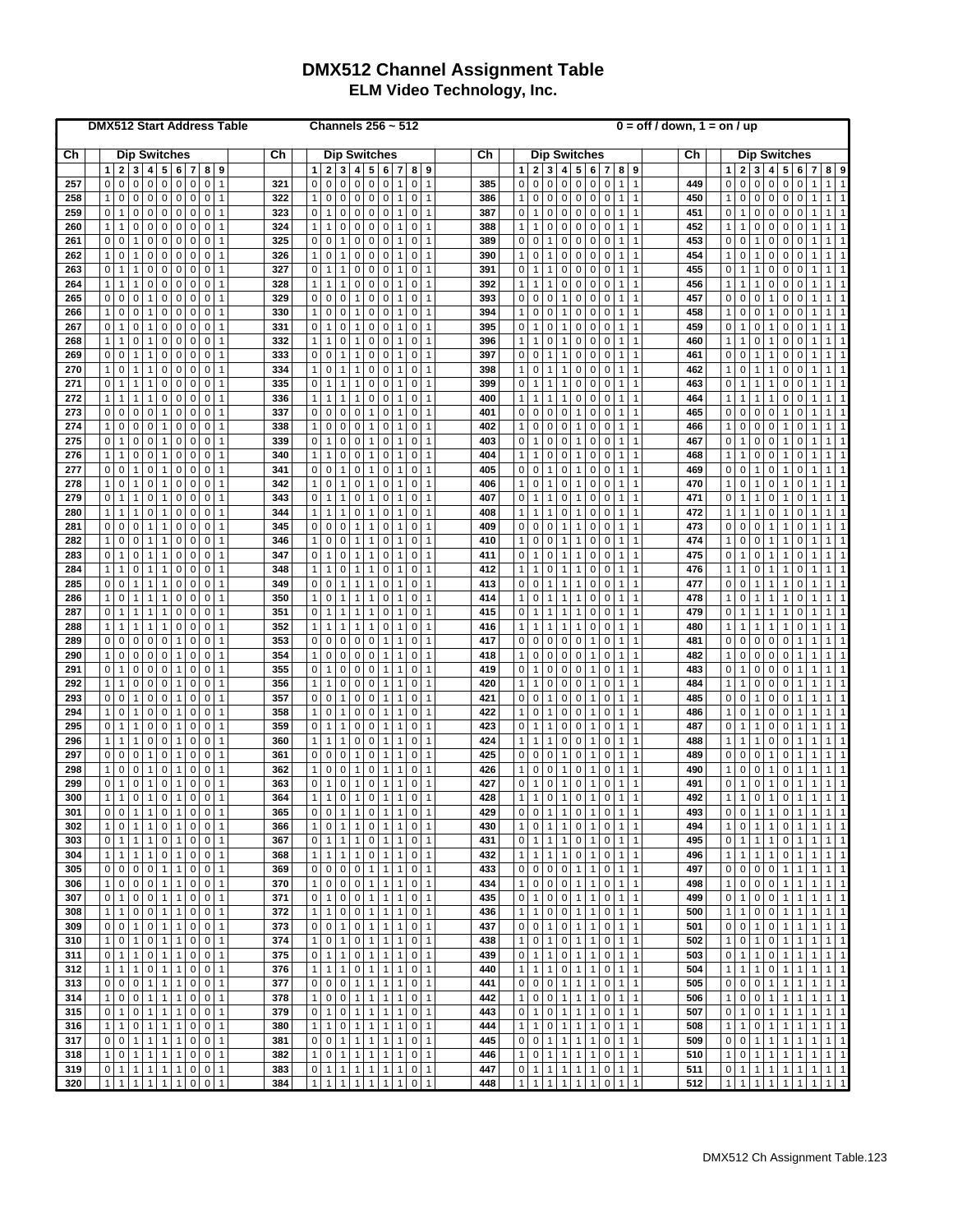# DMX512 Channel Assignment Table

## ELM Video Technology, Inc.

**DMX512 Start Address Table** **Channels 256 ~ 512** **0 = off / down, 1 = on / up**

| Ch | Dip Switches | | | | | | | | | Ch | Dip Switches | | | | | | | | | Ch | Dip Switches | | | | | | | | | Ch | Dip Switches | | | | | | | | |
|---|---|---|---|---|---|---|---|---|---|---|---|---|---|---|---|---|---|---|---|---|---|---|---|---|---|---|---|---|---|---|---|---|---|---|---|---|---|---|---|
| | 1 | 2 | 3 | 4 | 5 | 6 | 7 | 8 | 9 | | 1 | 2 | 3 | 4 | 5 | 6 | 7 | 8 | 9 | | 1 | 2 | 3 | 4 | 5 | 6 | 7 | 8 | 9 | | 1 | 2 | 3 | 4 | 5 | 6 | 7 | 8 | 9 |
| 257 | 0 | 0 | 0 | 0 | 0 | 0 | 0 | 0 | 1 | 321 | 0 | 0 | 0 | 0 | 0 | 0 | 1 | 0 | 1 | 385 | 0 | 0 | 0 | 0 | 0 | 0 | 0 | 1 | 1 | 449 | 0 | 0 | 0 | 0 | 0 | 0 | 1 | 1 | 1 |
| 258 | 1 | 0 | 0 | 0 | 0 | 0 | 0 | 0 | 1 | 322 | 1 | 0 | 0 | 0 | 0 | 0 | 1 | 0 | 1 | 386 | 1 | 0 | 0 | 0 | 0 | 0 | 0 | 1 | 1 | 450 | 1 | 0 | 0 | 0 | 0 | 0 | 1 | 1 | 1 |
| 259 | 0 | 1 | 0 | 0 | 0 | 0 | 0 | 0 | 1 | 323 | 0 | 1 | 0 | 0 | 0 | 0 | 1 | 0 | 1 | 387 | 0 | 1 | 0 | 0 | 0 | 0 | 0 | 1 | 1 | 451 | 0 | 1 | 0 | 0 | 0 | 0 | 1 | 1 | 1 |
| 260 | 1 | 1 | 0 | 0 | 0 | 0 | 0 | 0 | 1 | 324 | 1 | 1 | 0 | 0 | 0 | 0 | 1 | 0 | 1 | 388 | 1 | 1 | 0 | 0 | 0 | 0 | 0 | 1 | 1 | 452 | 1 | 1 | 0 | 0 | 0 | 0 | 1 | 1 | 1 |
| 261 | 0 | 0 | 1 | 0 | 0 | 0 | 0 | 0 | 1 | 325 | 0 | 0 | 1 | 0 | 0 | 0 | 1 | 0 | 1 | 389 | 0 | 0 | 1 | 0 | 0 | 0 | 0 | 1 | 1 | 453 | 0 | 0 | 1 | 0 | 0 | 0 | 1 | 1 | 1 |
| 262 | 1 | 0 | 1 | 0 | 0 | 0 | 0 | 0 | 1 | 326 | 1 | 0 | 1 | 0 | 0 | 0 | 1 | 0 | 1 | 390 | 1 | 0 | 1 | 0 | 0 | 0 | 0 | 1 | 1 | 454 | 1 | 0 | 1 | 0 | 0 | 0 | 1 | 1 | 1 |
| 263 | 0 | 1 | 1 | 0 | 0 | 0 | 0 | 0 | 1 | 327 | 0 | 1 | 1 | 0 | 0 | 0 | 1 | 0 | 1 | 391 | 0 | 1 | 1 | 0 | 0 | 0 | 0 | 1 | 1 | 455 | 0 | 1 | 1 | 0 | 0 | 0 | 1 | 1 | 1 |
| 264 | 1 | 1 | 1 | 0 | 0 | 0 | 0 | 0 | 1 | 328 | 1 | 1 | 1 | 0 | 0 | 0 | 1 | 0 | 1 | 392 | 1 | 1 | 1 | 0 | 0 | 0 | 0 | 1 | 1 | 456 | 1 | 1 | 1 | 0 | 0 | 0 | 1 | 1 | 1 |
| 265 | 0 | 0 | 0 | 1 | 0 | 0 | 0 | 0 | 1 | 329 | 0 | 0 | 0 | 1 | 0 | 0 | 1 | 0 | 1 | 393 | 0 | 0 | 0 | 1 | 0 | 0 | 0 | 1 | 1 | 457 | 0 | 0 | 0 | 1 | 0 | 0 | 1 | 1 | 1 |
| 266 | 1 | 0 | 0 | 1 | 0 | 0 | 0 | 0 | 1 | 330 | 1 | 0 | 0 | 1 | 0 | 0 | 1 | 0 | 1 | 394 | 1 | 0 | 0 | 1 | 0 | 0 | 0 | 1 | 1 | 458 | 1 | 0 | 0 | 1 | 0 | 0 | 1 | 1 | 1 |
| 267 | 0 | 1 | 0 | 1 | 0 | 0 | 0 | 0 | 1 | 331 | 0 | 1 | 0 | 1 | 0 | 0 | 1 | 0 | 1 | 395 | 0 | 1 | 0 | 1 | 0 | 0 | 0 | 1 | 1 | 459 | 0 | 1 | 0 | 1 | 0 | 0 | 1 | 1 | 1 |
| 268 | 1 | 1 | 0 | 1 | 0 | 0 | 0 | 0 | 1 | 332 | 1 | 1 | 0 | 1 | 0 | 0 | 1 | 0 | 1 | 396 | 1 | 1 | 0 | 1 | 0 | 0 | 0 | 1 | 1 | 460 | 1 | 1 | 0 | 1 | 0 | 0 | 1 | 1 | 1 |
| 269 | 0 | 0 | 1 | 1 | 0 | 0 | 0 | 0 | 1 | 333 | 0 | 0 | 1 | 1 | 0 | 0 | 1 | 0 | 1 | 397 | 0 | 0 | 1 | 1 | 0 | 0 | 0 | 1 | 1 | 461 | 0 | 0 | 1 | 1 | 0 | 0 | 1 | 1 | 1 |
| 270 | 1 | 0 | 1 | 1 | 0 | 0 | 0 | 0 | 1 | 334 | 1 | 0 | 1 | 1 | 0 | 0 | 1 | 0 | 1 | 398 | 1 | 0 | 1 | 1 | 0 | 0 | 0 | 1 | 1 | 462 | 1 | 0 | 1 | 1 | 0 | 0 | 1 | 1 | 1 |
| 271 | 0 | 1 | 1 | 1 | 0 | 0 | 0 | 0 | 1 | 335 | 0 | 1 | 1 | 1 | 0 | 0 | 1 | 0 | 1 | 399 | 0 | 1 | 1 | 1 | 0 | 0 | 0 | 1 | 1 | 463 | 0 | 1 | 1 | 1 | 0 | 0 | 1 | 1 | 1 |
| 272 | 1 | 1 | 1 | 1 | 0 | 0 | 0 | 0 | 1 | 336 | 1 | 1 | 1 | 1 | 0 | 0 | 1 | 0 | 1 | 400 | 1 | 1 | 1 | 1 | 0 | 0 | 0 | 1 | 1 | 464 | 1 | 1 | 1 | 1 | 0 | 0 | 1 | 1 | 1 |
| 273 | 0 | 0 | 0 | 0 | 1 | 0 | 0 | 0 | 1 | 337 | 0 | 0 | 0 | 0 | 1 | 0 | 1 | 0 | 1 | 401 | 0 | 0 | 0 | 0 | 1 | 0 | 0 | 1 | 1 | 465 | 0 | 0 | 0 | 0 | 1 | 0 | 1 | 1 | 1 |
| 274 | 1 | 0 | 0 | 0 | 1 | 0 | 0 | 0 | 1 | 338 | 1 | 0 | 0 | 0 | 1 | 0 | 1 | 0 | 1 | 402 | 1 | 0 | 0 | 0 | 1 | 0 | 0 | 1 | 1 | 466 | 1 | 0 | 0 | 0 | 1 | 0 | 1 | 1 | 1 |
| 275 | 0 | 1 | 0 | 0 | 1 | 0 | 0 | 0 | 1 | 339 | 0 | 1 | 0 | 0 | 1 | 0 | 1 | 0 | 1 | 403 | 0 | 1 | 0 | 0 | 1 | 0 | 0 | 1 | 1 | 467 | 0 | 1 | 0 | 0 | 1 | 0 | 1 | 1 | 1 |
| 276 | 1 | 1 | 0 | 0 | 1 | 0 | 0 | 0 | 1 | 340 | 1 | 1 | 0 | 0 | 1 | 0 | 1 | 0 | 1 | 404 | 1 | 1 | 0 | 0 | 1 | 0 | 0 | 1 | 1 | 468 | 1 | 1 | 0 | 0 | 1 | 0 | 1 | 1 | 1 |
| 277 | 0 | 0 | 1 | 0 | 1 | 0 | 0 | 0 | 1 | 341 | 0 | 0 | 1 | 0 | 1 | 0 | 1 | 0 | 1 | 405 | 0 | 0 | 1 | 0 | 1 | 0 | 0 | 1 | 1 | 469 | 0 | 0 | 1 | 0 | 1 | 0 | 1 | 1 | 1 |
| 278 | 1 | 0 | 1 | 0 | 1 | 0 | 0 | 0 | 1 | 342 | 1 | 0 | 1 | 0 | 1 | 0 | 1 | 0 | 1 | 406 | 1 | 0 | 1 | 0 | 1 | 0 | 0 | 1 | 1 | 470 | 1 | 0 | 1 | 0 | 1 | 0 | 1 | 1 | 1 |
| 279 | 0 | 1 | 1 | 0 | 1 | 0 | 0 | 0 | 1 | 343 | 0 | 1 | 1 | 0 | 1 | 0 | 1 | 0 | 1 | 407 | 0 | 1 | 1 | 0 | 1 | 0 | 0 | 1 | 1 | 471 | 0 | 1 | 1 | 0 | 1 | 0 | 1 | 1 | 1 |
| 280 | 1 | 1 | 1 | 0 | 1 | 0 | 0 | 0 | 1 | 344 | 1 | 1 | 1 | 0 | 1 | 0 | 1 | 0 | 1 | 408 | 1 | 1 | 1 | 0 | 1 | 0 | 0 | 1 | 1 | 472 | 1 | 1 | 1 | 0 | 1 | 0 | 1 | 1 | 1 |
| 281 | 0 | 0 | 0 | 1 | 1 | 0 | 0 | 0 | 1 | 345 | 0 | 0 | 0 | 1 | 1 | 0 | 1 | 0 | 1 | 409 | 0 | 0 | 0 | 1 | 1 | 0 | 0 | 1 | 1 | 473 | 0 | 0 | 0 | 1 | 1 | 0 | 1 | 1 | 1 |
| 282 | 1 | 0 | 0 | 1 | 1 | 0 | 0 | 0 | 1 | 346 | 1 | 0 | 0 | 1 | 1 | 0 | 1 | 0 | 1 | 410 | 1 | 0 | 0 | 1 | 1 | 0 | 0 | 1 | 1 | 474 | 1 | 0 | 0 | 1 | 1 | 0 | 1 | 1 | 1 |
| 283 | 0 | 1 | 0 | 1 | 1 | 0 | 0 | 0 | 1 | 347 | 0 | 1 | 0 | 1 | 1 | 0 | 1 | 0 | 1 | 411 | 0 | 1 | 0 | 1 | 1 | 0 | 0 | 1 | 1 | 475 | 0 | 1 | 0 | 1 | 1 | 0 | 1 | 1 | 1 |
| 284 | 1 | 1 | 0 | 1 | 1 | 0 | 0 | 0 | 1 | 348 | 1 | 1 | 0 | 1 | 1 | 0 | 1 | 0 | 1 | 412 | 1 | 1 | 0 | 1 | 1 | 0 | 0 | 1 | 1 | 476 | 1 | 1 | 0 | 1 | 1 | 0 | 1 | 1 | 1 |
| 285 | 0 | 0 | 1 | 1 | 1 | 0 | 0 | 0 | 1 | 349 | 0 | 0 | 1 | 1 | 1 | 0 | 1 | 0 | 1 | 413 | 0 | 0 | 1 | 1 | 1 | 0 | 0 | 1 | 1 | 477 | 0 | 0 | 1 | 1 | 1 | 0 | 1 | 1 | 1 |
| 286 | 1 | 0 | 1 | 1 | 1 | 0 | 0 | 0 | 1 | 350 | 1 | 0 | 1 | 1 | 1 | 0 | 1 | 0 | 1 | 414 | 1 | 0 | 1 | 1 | 1 | 0 | 0 | 1 | 1 | 478 | 1 | 0 | 1 | 1 | 1 | 0 | 1 | 1 | 1 |
| 287 | 0 | 1 | 1 | 1 | 1 | 0 | 0 | 0 | 1 | 351 | 0 | 1 | 1 | 1 | 1 | 0 | 1 | 0 | 1 | 415 | 0 | 1 | 1 | 1 | 1 | 0 | 0 | 1 | 1 | 479 | 0 | 1 | 1 | 1 | 1 | 0 | 1 | 1 | 1 |
| 288 | 1 | 1 | 1 | 1 | 1 | 0 | 0 | 0 | 1 | 352 | 1 | 1 | 1 | 1 | 1 | 0 | 1 | 0 | 1 | 416 | 1 | 1 | 1 | 1 | 1 | 0 | 0 | 1 | 1 | 480 | 1 | 1 | 1 | 1 | 1 | 0 | 1 | 1 | 1 |
| 289 | 0 | 0 | 0 | 0 | 0 | 1 | 0 | 0 | 1 | 353 | 0 | 0 | 0 | 0 | 0 | 1 | 1 | 0 | 1 | 417 | 0 | 0 | 0 | 0 | 0 | 1 | 0 | 1 | 1 | 481 | 0 | 0 | 0 | 0 | 0 | 1 | 1 | 1 | 1 |
| 290 | 1 | 0 | 0 | 0 | 0 | 1 | 0 | 0 | 1 | 354 | 1 | 0 | 0 | 0 | 0 | 1 | 1 | 0 | 1 | 418 | 1 | 0 | 0 | 0 | 0 | 1 | 0 | 1 | 1 | 482 | 1 | 0 | 0 | 0 | 0 | 1 | 1 | 1 | 1 |
| 291 | 0 | 1 | 0 | 0 | 0 | 1 | 0 | 0 | 1 | 355 | 0 | 1 | 0 | 0 | 0 | 1 | 1 | 0 | 1 | 419 | 0 | 1 | 0 | 0 | 0 | 1 | 0 | 1 | 1 | 483 | 0 | 1 | 0 | 0 | 0 | 1 | 1 | 1 | 1 |
| 292 | 1 | 1 | 0 | 0 | 0 | 1 | 0 | 0 | 1 | 356 | 1 | 1 | 0 | 0 | 0 | 1 | 1 | 0 | 1 | 420 | 1 | 1 | 0 | 0 | 0 | 1 | 0 | 1 | 1 | 484 | 1 | 1 | 0 | 0 | 0 | 1 | 1 | 1 | 1 |
| 293 | 0 | 0 | 1 | 0 | 0 | 1 | 0 | 0 | 1 | 357 | 0 | 0 | 1 | 0 | 0 | 1 | 1 | 0 | 1 | 421 | 0 | 0 | 1 | 0 | 0 | 1 | 0 | 1 | 1 | 485 | 0 | 0 | 1 | 0 | 0 | 1 | 1 | 1 | 1 |
| 294 | 1 | 0 | 1 | 0 | 0 | 1 | 0 | 0 | 1 | 358 | 1 | 0 | 1 | 0 | 0 | 1 | 1 | 0 | 1 | 422 | 1 | 0 | 1 | 0 | 0 | 1 | 0 | 1 | 1 | 486 | 1 | 0 | 1 | 0 | 0 | 1 | 1 | 1 | 1 |
| 295 | 0 | 1 | 1 | 0 | 0 | 1 | 0 | 0 | 1 | 359 | 0 | 1 | 1 | 0 | 0 | 1 | 1 | 0 | 1 | 423 | 0 | 1 | 1 | 0 | 0 | 1 | 0 | 1 | 1 | 487 | 0 | 1 | 1 | 0 | 0 | 1 | 1 | 1 | 1 |
| 296 | 1 | 1 | 1 | 0 | 0 | 1 | 0 | 0 | 1 | 360 | 1 | 1 | 1 | 0 | 0 | 1 | 1 | 0 | 1 | 424 | 1 | 1 | 1 | 0 | 0 | 1 | 0 | 1 | 1 | 488 | 1 | 1 | 1 | 0 | 0 | 1 | 1 | 1 | 1 |
| 297 | 0 | 0 | 0 | 1 | 0 | 1 | 0 | 0 | 1 | 361 | 0 | 0 | 0 | 1 | 0 | 1 | 1 | 0 | 1 | 425 | 0 | 0 | 0 | 1 | 0 | 1 | 0 | 1 | 1 | 489 | 0 | 0 | 0 | 1 | 0 | 1 | 1 | 1 | 1 |
| 298 | 1 | 0 | 0 | 1 | 0 | 1 | 0 | 0 | 1 | 362 | 1 | 0 | 0 | 1 | 0 | 1 | 1 | 0 | 1 | 426 | 1 | 0 | 0 | 1 | 0 | 1 | 0 | 1 | 1 | 490 | 1 | 0 | 0 | 1 | 0 | 1 | 1 | 1 | 1 |
| 299 | 0 | 1 | 0 | 1 | 0 | 1 | 0 | 0 | 1 | 363 | 0 | 1 | 0 | 1 | 0 | 1 | 1 | 0 | 1 | 427 | 0 | 1 | 0 | 1 | 0 | 1 | 0 | 1 | 1 | 491 | 0 | 1 | 0 | 1 | 0 | 1 | 1 | 1 | 1 |
| 300 | 1 | 1 | 0 | 1 | 0 | 1 | 0 | 0 | 1 | 364 | 1 | 1 | 0 | 1 | 0 | 1 | 1 | 0 | 1 | 428 | 1 | 1 | 0 | 1 | 0 | 1 | 0 | 1 | 1 | 492 | 1 | 1 | 0 | 1 | 0 | 1 | 1 | 1 | 1 |
| 301 | 0 | 0 | 1 | 1 | 0 | 1 | 0 | 0 | 1 | 365 | 0 | 0 | 1 | 1 | 0 | 1 | 1 | 0 | 1 | 429 | 0 | 0 | 1 | 1 | 0 | 1 | 0 | 1 | 1 | 493 | 0 | 0 | 1 | 1 | 0 | 1 | 1 | 1 | 1 |
| 302 | 1 | 0 | 1 | 1 | 0 | 1 | 0 | 0 | 1 | 366 | 1 | 0 | 1 | 1 | 0 | 1 | 1 | 0 | 1 | 430 | 1 | 0 | 1 | 1 | 0 | 1 | 0 | 1 | 1 | 494 | 1 | 0 | 1 | 1 | 0 | 1 | 1 | 1 | 1 |
| 303 | 0 | 1 | 1 | 1 | 0 | 1 | 0 | 0 | 1 | 367 | 0 | 1 | 1 | 1 | 0 | 1 | 1 | 0 | 1 | 431 | 0 | 1 | 1 | 1 | 0 | 1 | 0 | 1 | 1 | 495 | 0 | 1 | 1 | 1 | 0 | 1 | 1 | 1 | 1 |
| 304 | 1 | 1 | 1 | 1 | 0 | 1 | 0 | 0 | 1 | 368 | 1 | 1 | 1 | 1 | 0 | 1 | 1 | 0 | 1 | 432 | 1 | 1 | 1 | 1 | 0 | 1 | 0 | 1 | 1 | 496 | 1 | 1 | 1 | 1 | 0 | 1 | 1 | 1 | 1 |
| 305 | 0 | 0 | 0 | 0 | 1 | 1 | 0 | 0 | 1 | 369 | 0 | 0 | 0 | 0 | 1 | 1 | 1 | 0 | 1 | 433 | 0 | 0 | 0 | 0 | 1 | 1 | 0 | 1 | 1 | 497 | 0 | 0 | 0 | 0 | 1 | 1 | 1 | 1 | 1 |
| 306 | 1 | 0 | 0 | 0 | 1 | 1 | 0 | 0 | 1 | 370 | 1 | 0 | 0 | 0 | 1 | 1 | 1 | 0 | 1 | 434 | 1 | 0 | 0 | 0 | 1 | 1 | 0 | 1 | 1 | 498 | 1 | 0 | 0 | 0 | 1 | 1 | 1 | 1 | 1 |
| 307 | 0 | 1 | 0 | 0 | 1 | 1 | 0 | 0 | 1 | 371 | 0 | 1 | 0 | 0 | 1 | 1 | 1 | 0 | 1 | 435 | 0 | 1 | 0 | 0 | 1 | 1 | 0 | 1 | 1 | 499 | 0 | 1 | 0 | 0 | 1 | 1 | 1 | 1 | 1 |
| 308 | 1 | 1 | 0 | 0 | 1 | 1 | 0 | 0 | 1 | 372 | 1 | 1 | 0 | 0 | 1 | 1 | 1 | 0 | 1 | 436 | 1 | 1 | 0 | 0 | 1 | 1 | 0 | 1 | 1 | 500 | 1 | 1 | 0 | 0 | 1 | 1 | 1 | 1 | 1 |
| 309 | 0 | 0 | 1 | 0 | 1 | 1 | 0 | 0 | 1 | 373 | 0 | 0 | 1 | 0 | 1 | 1 | 1 | 0 | 1 | 437 | 0 | 0 | 1 | 0 | 1 | 1 | 0 | 1 | 1 | 501 | 0 | 0 | 1 | 0 | 1 | 1 | 1 | 1 | 1 |
| 310 | 1 | 0 | 1 | 0 | 1 | 1 | 0 | 0 | 1 | 374 | 1 | 0 | 1 | 0 | 1 | 1 | 1 | 0 | 1 | 438 | 1 | 0 | 1 | 0 | 1 | 1 | 0 | 1 | 1 | 502 | 1 | 0 | 1 | 0 | 1 | 1 | 1 | 1 | 1 |
| 311 | 0 | 1 | 1 | 0 | 1 | 1 | 0 | 0 | 1 | 375 | 0 | 1 | 1 | 0 | 1 | 1 | 1 | 0 | 1 | 439 | 0 | 1 | 1 | 0 | 1 | 1 | 0 | 1 | 1 | 503 | 0 | 1 | 1 | 0 | 1 | 1 | 1 | 1 | 1 |
| 312 | 1 | 1 | 1 | 0 | 1 | 1 | 0 | 0 | 1 | 376 | 1 | 1 | 1 | 0 | 1 | 1 | 1 | 0 | 1 | 440 | 1 | 1 | 1 | 0 | 1 | 1 | 0 | 1 | 1 | 504 | 1 | 1 | 1 | 0 | 1 | 1 | 1 | 1 | 1 |
| 313 | 0 | 0 | 0 | 1 | 1 | 1 | 0 | 0 | 1 | 377 | 0 | 0 | 0 | 1 | 1 | 1 | 1 | 0 | 1 | 441 | 0 | 0 | 0 | 1 | 1 | 1 | 0 | 1 | 1 | 505 | 0 | 0 | 0 | 1 | 1 | 1 | 1 | 1 | 1 |
| 314 | 1 | 0 | 0 | 1 | 1 | 1 | 0 | 0 | 1 | 378 | 1 | 0 | 0 | 1 | 1 | 1 | 1 | 0 | 1 | 442 | 1 | 0 | 0 | 1 | 1 | 1 | 0 | 1 | 1 | 506 | 1 | 0 | 0 | 1 | 1 | 1 | 1 | 1 | 1 |
| 315 | 0 | 1 | 0 | 1 | 1 | 1 | 0 | 0 | 1 | 379 | 0 | 1 | 0 | 1 | 1 | 1 | 1 | 0 | 1 | 443 | 0 | 1 | 0 | 1 | 1 | 1 | 0 | 1 | 1 | 507 | 0 | 1 | 0 | 1 | 1 | 1 | 1 | 1 | 1 |
| 316 | 1 | 1 | 0 | 1 | 1 | 1 | 0 | 0 | 1 | 380 | 1 | 1 | 0 | 1 | 1 | 1 | 1 | 0 | 1 | 444 | 1 | 1 | 0 | 1 | 1 | 1 | 0 | 1 | 1 | 508 | 1 | 1 | 0 | 1 | 1 | 1 | 1 | 1 | 1 |
| 317 | 0 | 0 | 1 | 1 | 1 | 1 | 0 | 0 | 1 | 381 | 0 | 0 | 1 | 1 | 1 | 1 | 1 | 0 | 1 | 445 | 0 | 0 | 1 | 1 | 1 | 1 | 0 | 1 | 1 | 509 | 0 | 0 | 1 | 1 | 1 | 1 | 1 | 1 | 1 |
| 318 | 1 | 0 | 1 | 1 | 1 | 1 | 0 | 0 | 1 | 382 | 1 | 0 | 1 | 1 | 1 | 1 | 1 | 0 | 1 | 446 | 1 | 0 | 1 | 1 | 1 | 1 | 0 | 1 | 1 | 510 | 1 | 0 | 1 | 1 | 1 | 1 | 1 | 1 | 1 |
| 319 | 0 | 1 | 1 | 1 | 1 | 1 | 0 | 0 | 1 | 383 | 0 | 1 | 1 | 1 | 1 | 1 | 1 | 0 | 1 | 447 | 0 | 1 | 1 | 1 | 1 | 1 | 0 | 1 | 1 | 511 | 0 | 1 | 1 | 1 | 1 | 1 | 1 | 1 | 1 |
| 320 | 1 | 1 | 1 | 1 | 1 | 1 | 0 | 0 | 1 | 384 | 1 | 1 | 1 | 1 | 1 | 1 | 1 | 0 | 1 | 448 | 1 | 1 | 1 | 1 | 1 | 1 | 0 | 1 | 1 | 512 | 1 | 1 | 1 | 1 | 1 | 1 | 1 | 1 | 1 |